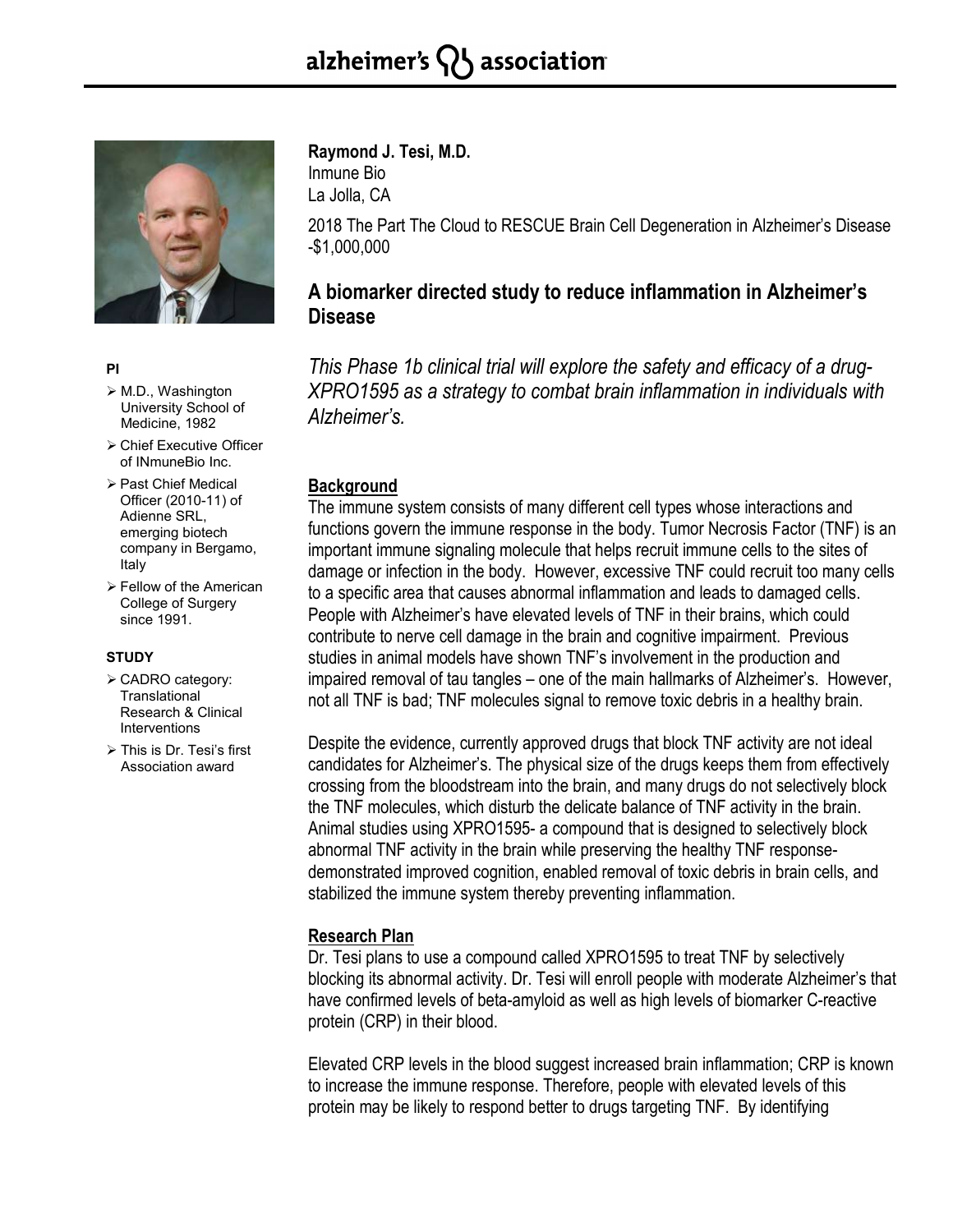**Raymond J. Tesi, M.D.**
Inmune Bio
La Jolla, CA

2018 The Part The Cloud to RESCUE Brain Cell Degeneration in Alzheimer's Disease -$1,000,000

## A biomarker directed study to reduce inflammation in Alzheimer's Disease

*This Phase 1b clinical trial will explore the safety and efficacy of a drug-XPRO1595 as a strategy to combat brain inflammation in individuals with Alzheimer's.*

**PI**

- M.D., Washington University School of Medicine, 1982
- Chief Executive Officer of INmuneBio Inc.
- Past Chief Medical Officer (2010-11) of Adienne SRL, emerging biotech company in Bergamo, Italy
- Fellow of the American College of Surgery since 1991.

**STUDY**

- CADRO category: Translational Research & Clinical Interventions
- This is Dr. Tesi's first Association award

### Background

The immune system consists of many different cell types whose interactions and functions govern the immune response in the body. Tumor Necrosis Factor (TNF) is an important immune signaling molecule that helps recruit immune cells to the sites of damage or infection in the body. However, excessive TNF could recruit too many cells to a specific area that causes abnormal inflammation and leads to damaged cells. People with Alzheimer's have elevated levels of TNF in their brains, which could contribute to nerve cell damage in the brain and cognitive impairment. Previous studies in animal models have shown TNF's involvement in the production and impaired removal of tau tangles – one of the main hallmarks of Alzheimer's. However, not all TNF is bad; TNF molecules signal to remove toxic debris in a healthy brain.

Despite the evidence, currently approved drugs that block TNF activity are not ideal candidates for Alzheimer's. The physical size of the drugs keeps them from effectively crossing from the bloodstream into the brain, and many drugs do not selectively block the TNF molecules, which disturb the delicate balance of TNF activity in the brain. Animal studies using XPRO1595- a compound that is designed to selectively block abnormal TNF activity in the brain while preserving the healthy TNF response- demonstrated improved cognition, enabled removal of toxic debris in brain cells, and stabilized the immune system thereby preventing inflammation.

### Research Plan

Dr. Tesi plans to use a compound called XPRO1595 to treat TNF by selectively blocking its abnormal activity. Dr. Tesi will enroll people with moderate Alzheimer's that have confirmed levels of beta-amyloid as well as high levels of biomarker C-reactive protein (CRP) in their blood.

Elevated CRP levels in the blood suggest increased brain inflammation; CRP is known to increase the immune response. Therefore, people with elevated levels of this protein may be likely to respond better to drugs targeting TNF. By identifying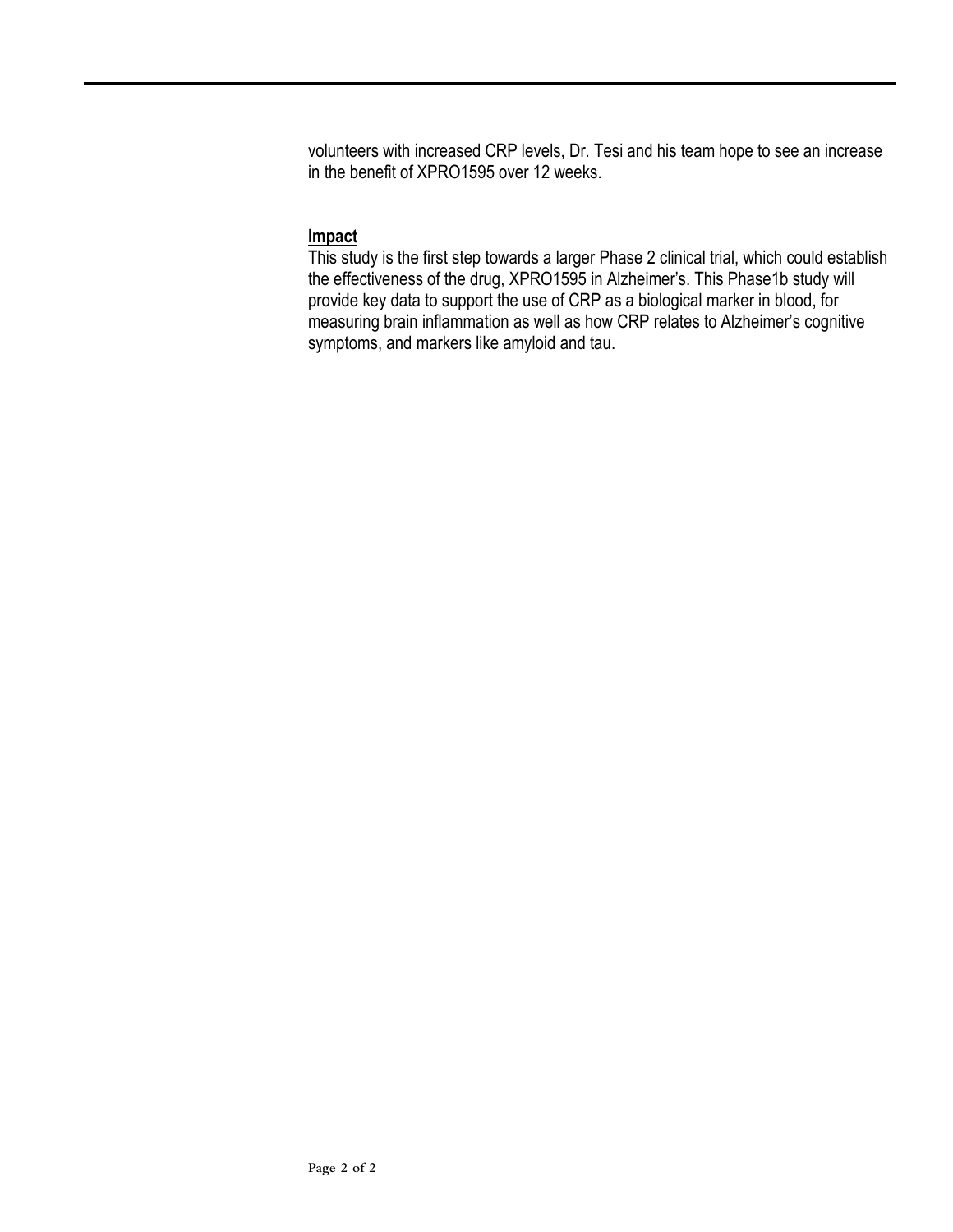volunteers with increased CRP levels, Dr. Tesi and his team hope to see an increase in the benefit of XPRO1595 over 12 weeks.

## Impact

This study is the first step towards a larger Phase 2 clinical trial, which could establish the effectiveness of the drug, XPRO1595 in Alzheimer's. This Phase1b study will provide key data to support the use of CRP as a biological marker in blood, for measuring brain inflammation as well as how CRP relates to Alzheimer's cognitive symptoms, and markers like amyloid and tau.